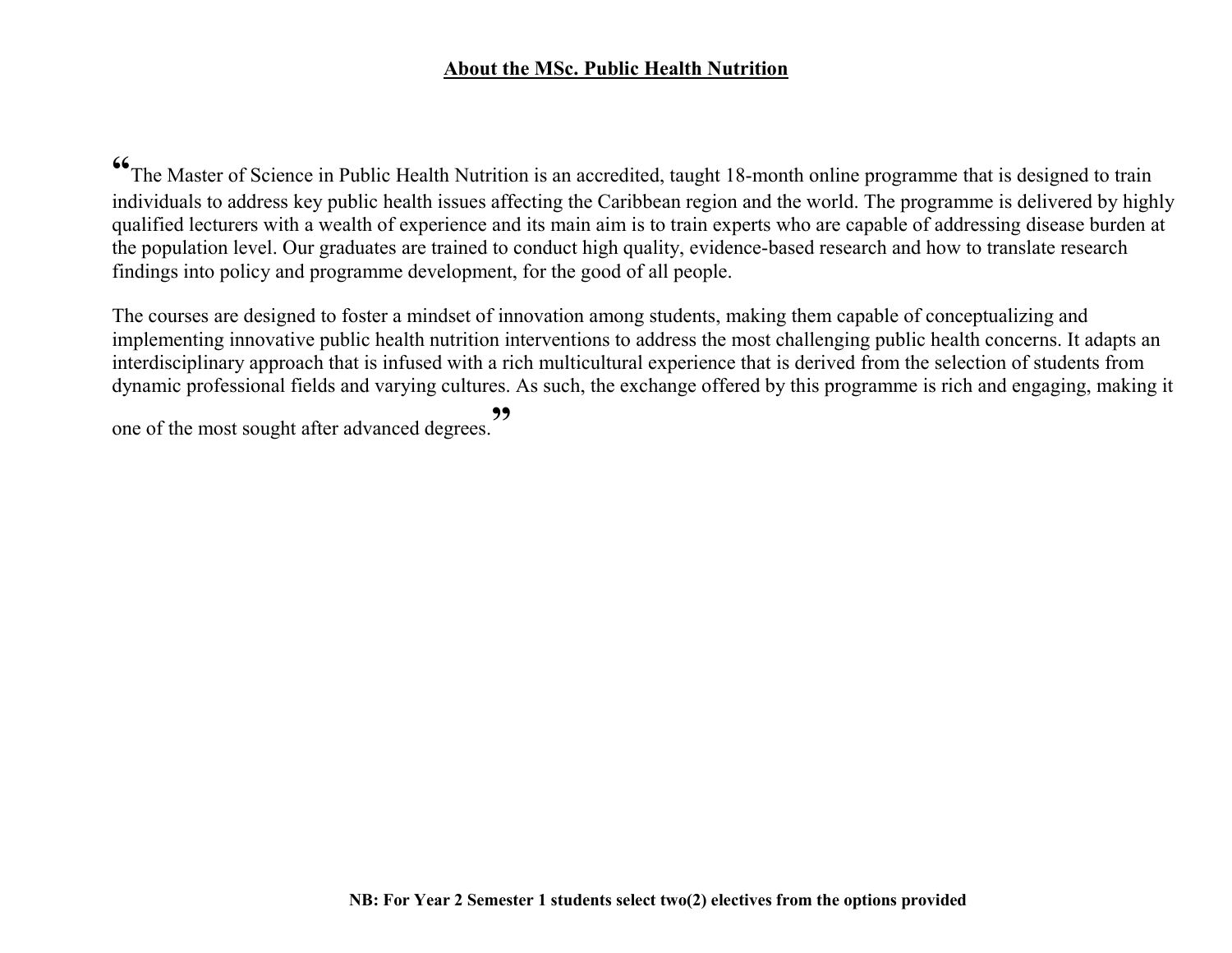## About the MSc. Public Health Nutrition

"The Master of Science in Public Health Nutrition is an accredited, taught 18-month online programme that is designed to train individuals to address key public health issues affecting the Caribbean region and the world. The programme is delivered by highly qualified lecturers with a wealth of experience and its main aim is to train experts who are capable of addressing disease burden at the population level. Our graduates are trained to conduct high quality, evidence-based research and how to translate research findings into policy and programme development, for the good of all people.

The courses are designed to foster a mindset of innovation among students, making them capable of conceptualizing and implementing innovative public health nutrition interventions to address the most challenging public health concerns. It adapts an interdisciplinary approach that is infused with a rich multicultural experience that is derived from the selection of students from dynamic professional fields and varying cultures. As such, the exchange offered by this programme is rich and engaging, making it one of the most sought after advanced degrees."

**NB: For Year 2 Semester 1 students select two(2) electives from the options provided**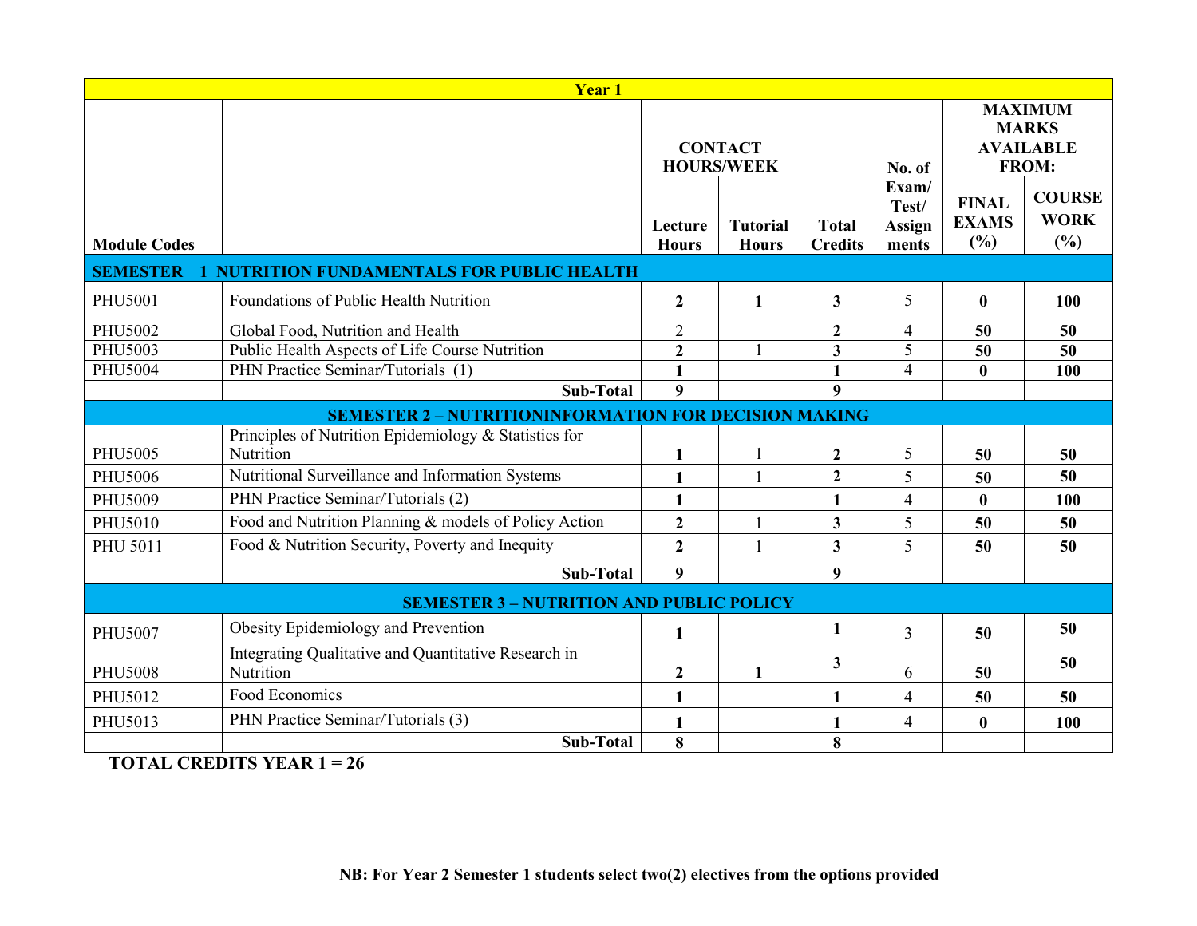| Year 1 | | | | | | | |
|---|---|---|---|---|---|---|---|
| Module Codes | | CONTACT HOURS/WEEK | | Total Credits | No. of Exam/ Test/ Assignments | MAXIMUM MARKS AVAILABLE FROM: | |
| | | Lecture Hours | Tutorial Hours | | | FINAL EXAMS (%) | COURSE WORK (%) |
| **SEMESTER 1 NUTRITION FUNDAMENTALS FOR PUBLIC HEALTH** | | | | | | | |
| PHU5001 | Foundations of Public Health Nutrition | **2** | **1** | **3** | 5 | **0** | **100** |
| PHU5002 | Global Food, Nutrition and Health | 2 | | **2** | 4 | **50** | **50** |
| PHU5003 | Public Health Aspects of Life Course Nutrition | **2** | 1 | **3** | 5 | **50** | **50** |
| PHU5004 | PHN Practice Seminar/Tutorials (1) | **1** | | **1** | 4 | **0** | **100** |
| | **Sub-Total** | **9** | | **9** | | | |
| **SEMESTER 2 – NUTRITIONINFORMATION FOR DECISION MAKING** | | | | | | | |
| PHU5005 | Principles of Nutrition Epidemiology & Statistics for Nutrition | **1** | 1 | **2** | 5 | **50** | **50** |
| PHU5006 | Nutritional Surveillance and Information Systems | **1** | 1 | **2** | 5 | **50** | **50** |
| PHU5009 | PHN Practice Seminar/Tutorials (2) | **1** | | **1** | 4 | **0** | **100** |
| PHU5010 | Food and Nutrition Planning & models of Policy Action | **2** | 1 | **3** | 5 | **50** | **50** |
| PHU 5011 | Food & Nutrition Security, Poverty and Inequity | **2** | 1 | **3** | 5 | **50** | **50** |
| | **Sub-Total** | **9** | | **9** | | | |
| **SEMESTER 3 – NUTRITION AND PUBLIC POLICY** | | | | | | | |
| PHU5007 | Obesity Epidemiology and Prevention | **1** | | **1** | 3 | **50** | **50** |
| PHU5008 | Integrating Qualitative and Quantitative Research in Nutrition | **2** | **1** | **3** | 6 | **50** | **50** |
| PHU5012 | Food Economics | **1** | | **1** | 4 | **50** | **50** |
| PHU5013 | PHN Practice Seminar/Tutorials (3) | **1** | | **1** | 4 | **0** | **100** |
| | **Sub-Total** | **8** | | **8** | | | |

**TOTAL CREDITS YEAR 1 = 26**

**NB: For Year 2 Semester 1 students select two(2) electives from the options provided**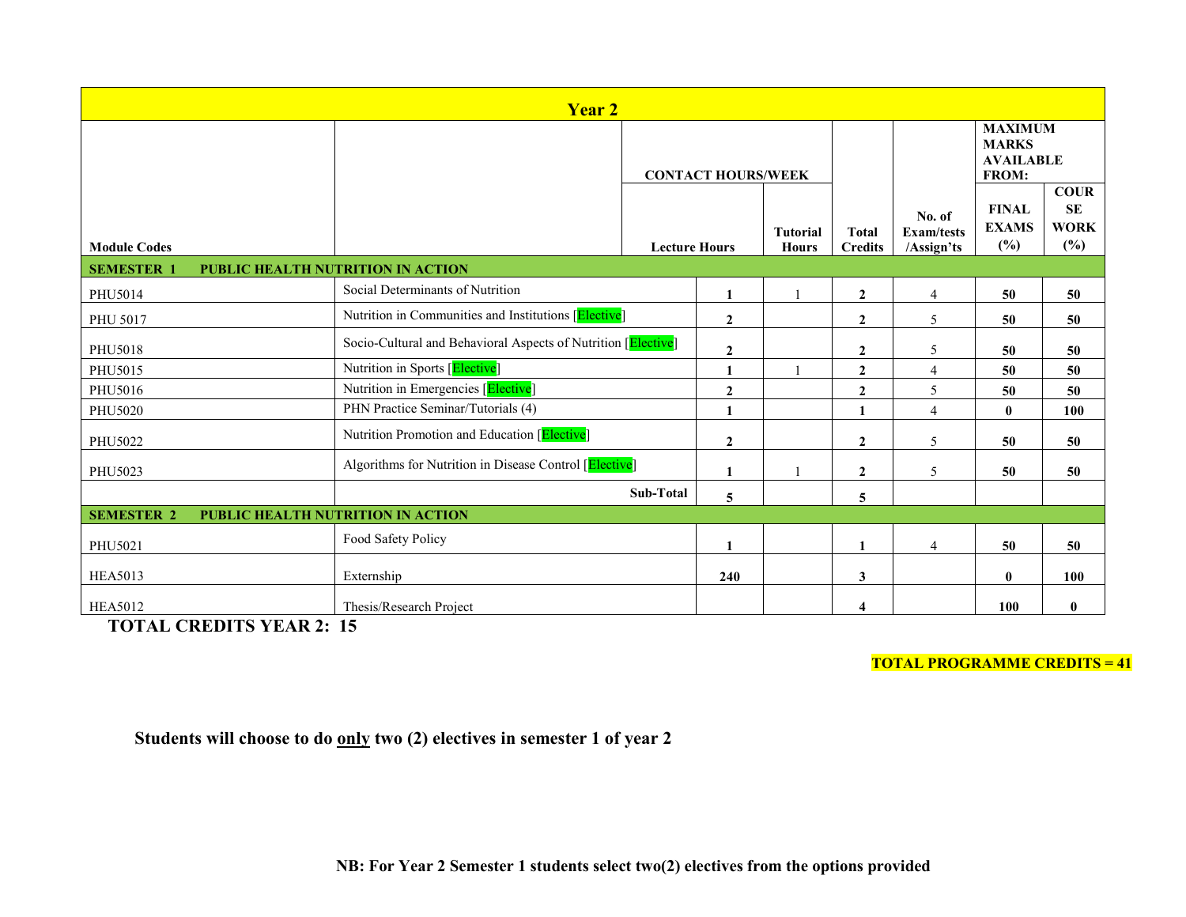| Year 2 | | | | | | | |
|---|---|---|---|---|---|---|---|
| | | CONTACT HOURS/WEEK | | | | MAXIMUM MARKS AVAILABLE FROM: | |
| **Module Codes** | | **Lecture Hours** | **Tutorial Hours** | **Total Credits** | **No. of Exam/tests /Assign'ts** | **FINAL EXAMS (%)** | **COURSE WORK (%)** |
| **SEMESTER 1** | **PUBLIC HEALTH NUTRITION IN ACTION** | | | | | | |
| PHU5014 | Social Determinants of Nutrition | **1** | 1 | **2** | 4 | **50** | **50** |
| PHU 5017 | Nutrition in Communities and Institutions [Elective] | **2** | | **2** | 5 | **50** | **50** |
| PHU5018 | Socio-Cultural and Behavioral Aspects of Nutrition [Elective] | **2** | | **2** | 5 | **50** | **50** |
| PHU5015 | Nutrition in Sports [Elective] | **1** | 1 | **2** | 4 | **50** | **50** |
| PHU5016 | Nutrition in Emergencies [Elective] | **2** | | **2** | 5 | **50** | **50** |
| PHU5020 | PHN Practice Seminar/Tutorials (4) | **1** | | **1** | 4 | **0** | **100** |
| PHU5022 | Nutrition Promotion and Education [Elective] | **2** | | **2** | 5 | **50** | **50** |
| PHU5023 | Algorithms for Nutrition in Disease Control [Elective] | **1** | 1 | **2** | 5 | **50** | **50** |
| | **Sub-Total** | **5** | | **5** | | | |
| **SEMESTER 2** | **PUBLIC HEALTH NUTRITION IN ACTION** | | | | | | |
| PHU5021 | Food Safety Policy | **1** | | **1** | 4 | **50** | **50** |
| HEA5013 | Externship | **240** | | **3** | | **0** | **100** |
| HEA5012 | Thesis/Research Project | | | **4** | | **100** | **0** |

**TOTAL CREDITS YEAR 2: 15**

**TOTAL PROGRAMME CREDITS = 41**

**Students will choose to do only two (2) electives in semester 1 of year 2**

**NB: For Year 2 Semester 1 students select two(2) electives from the options provided**